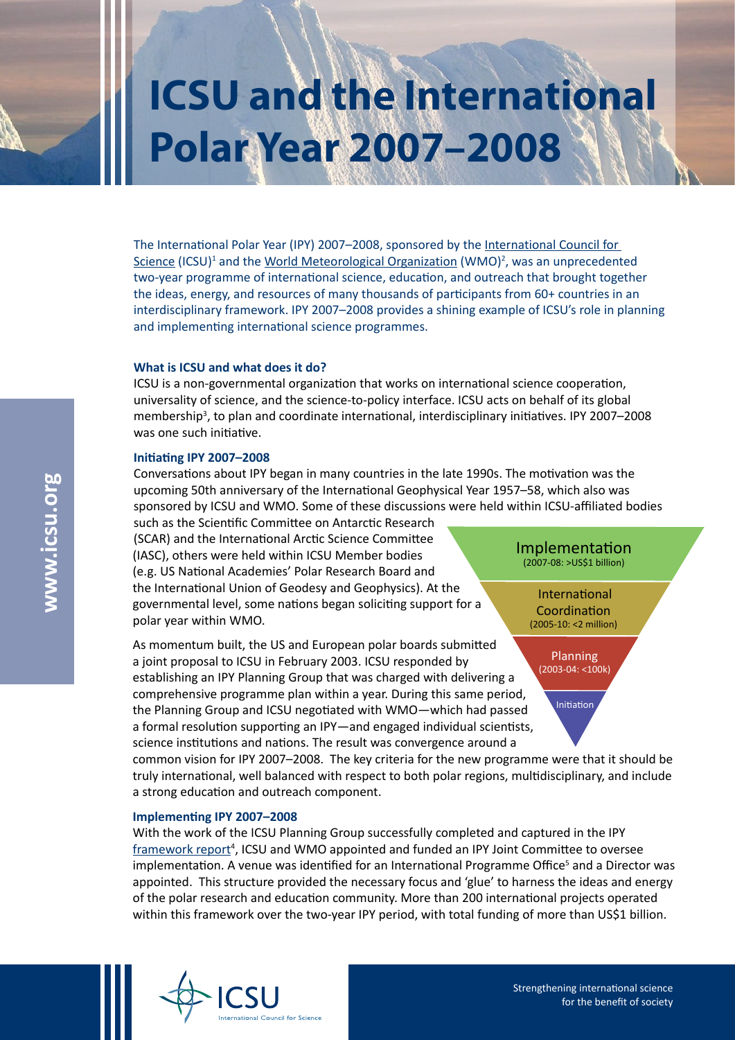# ICSU and the International Polar Year 2007–2008

The International Polar Year (IPY) 2007–2008, sponsored by the International Council for Science (ICSU)[1] and the World Meteorological Organization (WMO)[2], was an unprecedented two-year programme of international science, education, and outreach that brought together the ideas, energy, and resources of many thousands of participants from 60+ countries in an interdisciplinary framework. IPY 2007–2008 provides a shining example of ICSU's role in planning and implementing international science programmes.

### What is ICSU and what does it do?

ICSU is a non-governmental organization that works on international science cooperation, universality of science, and the science-to-policy interface. ICSU acts on behalf of its global membership[3], to plan and coordinate international, interdisciplinary initiatives. IPY 2007–2008 was one such initiative.

### Initiating IPY 2007–2008

Conversations about IPY began in many countries in the late 1990s. The motivation was the upcoming 50th anniversary of the International Geophysical Year 1957–58, which also was sponsored by ICSU and WMO. Some of these discussions were held within ICSU-affiliated bodies such as the Scientific Committee on Antarctic Research (SCAR) and the International Arctic Science Committee (IASC), others were held within ICSU Member bodies (e.g. US National Academies' Polar Research Board and the International Union of Geodesy and Geophysics). At the governmental level, some nations began soliciting support for a polar year within WMO.

As momentum built, the US and European polar boards submitted a joint proposal to ICSU in February 2003. ICSU responded by establishing an IPY Planning Group that was charged with delivering a comprehensive programme plan within a year. During this same period, the Planning Group and ICSU negotiated with WMO—which had passed a formal resolution supporting an IPY—and engaged individual scientists, science institutions and nations. The result was convergence around a common vision for IPY 2007–2008. The key criteria for the new programme were that it should be truly international, well balanced with respect to both polar regions, multidisciplinary, and include a strong education and outreach component.

- Implementation (2007-08: >US$1 billion)
- International Coordination (2005-10: <2 million)
- Planning (2003-04: <100k)
- Initiation

### Implementing IPY 2007–2008

With the work of the ICSU Planning Group successfully completed and captured in the IPY framework report[4], ICSU and WMO appointed and funded an IPY Joint Committee to oversee implementation. A venue was identified for an International Programme Office[5] and a Director was appointed. This structure provided the necessary focus and 'glue' to harness the ideas and energy of the polar research and education community. More than 200 international projects operated within this framework over the two-year IPY period, with total funding of more than US$1 billion.

www.icsu.org

ICSU International Council for Science

Strengthening international science for the benefit of society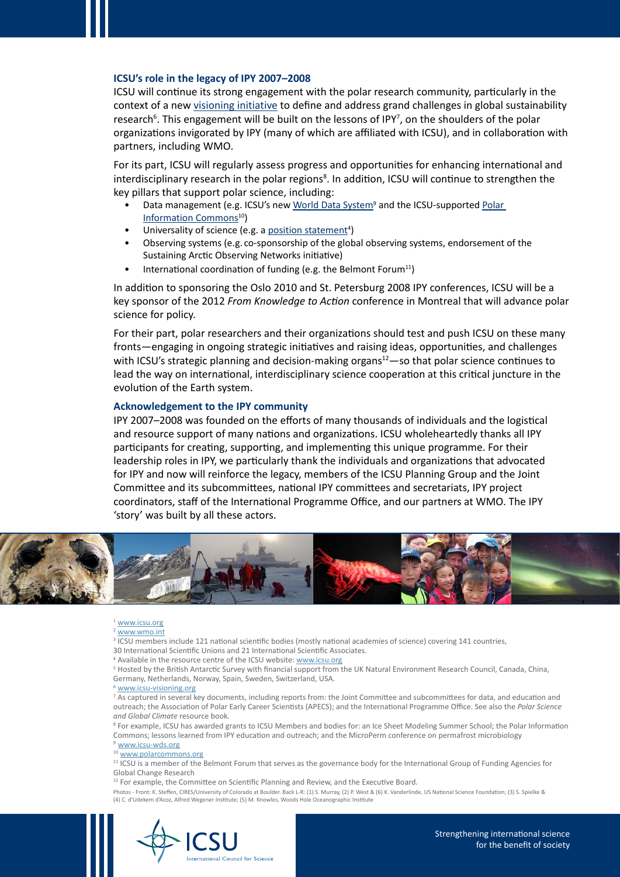### ICSU's role in the legacy of IPY 2007–2008

ICSU will continue its strong engagement with the polar research community, particularly in the context of a new visioning initiative to define and address grand challenges in global sustainability research[6]. This engagement will be built on the lessons of IPY[7], on the shoulders of the polar organizations invigorated by IPY (many of which are affiliated with ICSU), and in collaboration with partners, including WMO.

For its part, ICSU will regularly assess progress and opportunities for enhancing international and interdisciplinary research in the polar regions[8]. In addition, ICSU will continue to strengthen the key pillars that support polar science, including:

- Data management (e.g. ICSU's new World Data System[9] and the ICSU-supported Polar Information Commons[10])
- Universality of science (e.g. a position statement[4])
- Observing systems (e.g. co-sponsorship of the global observing systems, endorsement of the Sustaining Arctic Observing Networks initiative)
- International coordination of funding (e.g. the Belmont Forum[11])

In addition to sponsoring the Oslo 2010 and St. Petersburg 2008 IPY conferences, ICSU will be a key sponsor of the 2012 *From Knowledge to Action* conference in Montreal that will advance polar science for policy.

For their part, polar researchers and their organizations should test and push ICSU on these many fronts—engaging in ongoing strategic initiatives and raising ideas, opportunities, and challenges with ICSU's strategic planning and decision-making organs[12]—so that polar science continues to lead the way on international, interdisciplinary science cooperation at this critical juncture in the evolution of the Earth system.

### Acknowledgement to the IPY community

IPY 2007–2008 was founded on the efforts of many thousands of individuals and the logistical and resource support of many nations and organizations. ICSU wholeheartedly thanks all IPY participants for creating, supporting, and implementing this unique programme. For their leadership roles in IPY, we particularly thank the individuals and organizations that advocated for IPY and now will reinforce the legacy, members of the ICSU Planning Group and the Joint Committee and its subcommittees, national IPY committees and secretariats, IPY project coordinators, staff of the International Programme Office, and our partners at WMO. The IPY 'story' was built by all these actors.

[1] www.icsu.org
[2] www.wmo.int
[3] ICSU members include 121 national scientific bodies (mostly national academies of science) covering 141 countries, 30 International Scientific Unions and 21 International Scientific Associates.
[4] Available in the resource centre of the ICSU website: www.icsu.org
[5] Hosted by the British Antarctic Survey with financial support from the UK Natural Environment Research Council, Canada, China, Germany, Netherlands, Norway, Spain, Sweden, Switzerland, USA.
[6] www.icsu-visioning.org
[7] As captured in several key documents, including reports from: the Joint Committee and subcommittees for data, and education and outreach; the Association of Polar Early Career Scientists (APECS); and the International Programme Office. See also the *Polar Science and Global Climate* resource book.
[8] For example, ICSU has awarded grants to ICSU Members and bodies for: an Ice Sheet Modeling Summer School; the Polar Information Commons; lessons learned from IPY education and outreach; and the MicroPerm conference on permafrost microbiology
[9] www.icsu-wds.org
[10] www.polarcommons.org
[11] ICSU is a member of the Belmont Forum that serves as the governance body for the International Group of Funding Agencies for Global Change Research
[12] For example, the Committee on Scientific Planning and Review, and the Executive Board.

Photos - Front: K. Steffen, CIRES/University of Colorado at Boulder. Back L-R: (1) S. Murray, (2) P. West & (6) K. Vanderlinde, US National Science Foundation; (3) S. Spielke & (4) C. d'Udekem d'Acoz, Alfred Wegener Institute; (5) M. Knowles, Woods Hole Oceanographic Institute

ICSU International Council for Science

Strengthening international science for the benefit of society